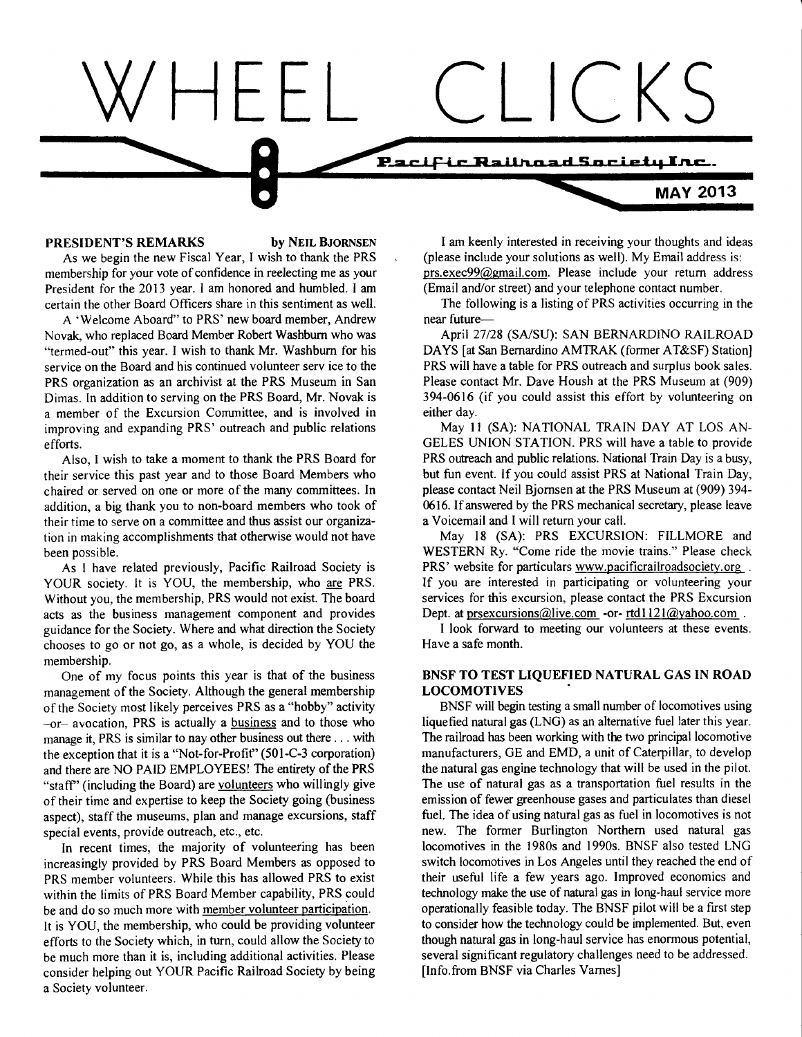# WHEEL CLICKS

Pacific Railroad Society Inc.

**MAY 2013**

## PRESIDENT'S REMARKS by NEIL BJORNSEN

As we begin the new Fiscal Year, I wish to thank the PRS membership for your vote of confidence in reelecting me as your President for the 2013 year. I am honored and humbled. I am certain the other Board Officers share in this sentiment as well.

A 'Welcome Aboard" to PRS' new board member, Andrew Novak, who replaced Board Member Robert Washburn who was "termed-out" this year. I wish to thank Mr. Washburn for his service on the Board and his continued volunteer serv ice to the PRS organization as an archivist at the PRS Museum in San Dimas. In addition to serving on the PRS Board, Mr. Novak is a member of the Excursion Committee, and is involved in improving and expanding PRS' outreach and public relations efforts.

Also, I wish to take a moment to thank the PRS Board for their service this past year and to those Board Members who chaired or served on one or more of the many committees. In addition, a big thank you to non-board members who took of their time to serve on a committee and thus assist our organization in making accomplishments that otherwise would not have been possible.

As I have related previously, Pacific Railroad Society is YOUR society. It is YOU, the membership, who are PRS. Without you, the membership, PRS would not exist. The board acts as the business management component and provides guidance for the Society. Where and what direction the Society chooses to go or not go, as a whole, is decided by YOU the membership.

One of my focus points this year is that of the business management of the Society. Although the general membership of the Society most likely perceives PRS as a "hobby" activity –or– avocation, PRS is actually a business and to those who manage it, PRS is similar to nay other business out there . . . with the exception that it is a "Not-for-Profit" (501-C-3 corporation) and there are NO PAID EMPLOYEES! The entirety of the PRS "staff" (including the Board) are volunteers who willingly give of their time and expertise to keep the Society going (business aspect), staff the museums, plan and manage excursions, staff special events, provide outreach, etc., etc.

In recent times, the majority of volunteering has been increasingly provided by PRS Board Members as opposed to PRS member volunteers. While this has allowed PRS to exist within the limits of PRS Board Member capability, PRS could be and do so much more with member volunteer participation. It is YOU, the membership, who could be providing volunteer efforts to the Society which, in turn, could allow the Society to be much more than it is, including additional activities. Please consider helping out YOUR Pacific Railroad Society by being a Society volunteer.

I am keenly interested in receiving your thoughts and ideas (please include your solutions as well). My Email address is: prs.exec99@gmail.com. Please include your return address (Email and/or street) and your telephone contact number.

The following is a listing of PRS activities occurring in the near future—

April 27/28 (SA/SU): SAN BERNARDINO RAILROAD DAYS [at San Bernardino AMTRAK (former AT&SF) Station] PRS will have a table for PRS outreach and surplus book sales. Please contact Mr. Dave Housh at the PRS Museum at (909) 394-0616 (if you could assist this effort by volunteering on either day.

May 11 (SA): NATIONAL TRAIN DAY AT LOS ANGELES UNION STATION. PRS will have a table to provide PRS outreach and public relations. National Train Day is a busy, but fun event. If you could assist PRS at National Train Day, please contact Neil Bjornsen at the PRS Museum at (909) 394-0616. If answered by the PRS mechanical secretary, please leave a Voicemail and I will return your call.

May 18 (SA): PRS EXCURSION: FILLMORE and WESTERN Ry. "Come ride the movie trains." Please check PRS' website for particulars www.pacificrailroadsociety.org . If you are interested in participating or volunteering your services for this excursion, please contact the PRS Excursion Dept. at prsexcursions@live.com -or- rtd1121@yahoo.com .

I look forward to meeting our volunteers at these events. Have a safe month.

## BNSF TO TEST LIQUEFIED NATURAL GAS IN ROAD LOCOMOTIVES

BNSF will begin testing a small number of locomotives using liquefied natural gas (LNG) as an alternative fuel later this year. The railroad has been working with the two principal locomotive manufacturers, GE and EMD, a unit of Caterpillar, to develop the natural gas engine technology that will be used in the pilot. The use of natural gas as a transportation fuel results in the emission of fewer greenhouse gases and particulates than diesel fuel. The idea of using natural gas as fuel in locomotives is not new. The former Burlington Northern used natural gas locomotives in the 1980s and 1990s. BNSF also tested LNG switch locomotives in Los Angeles until they reached the end of their useful life a few years ago. Improved economics and technology make the use of natural gas in long-haul service more operationally feasible today. The BNSF pilot will be a first step to consider how the technology could be implemented. But, even though natural gas in long-haul service has enormous potential, several significant regulatory challenges need to be addressed. [Info.from BNSF via Charles Varnes]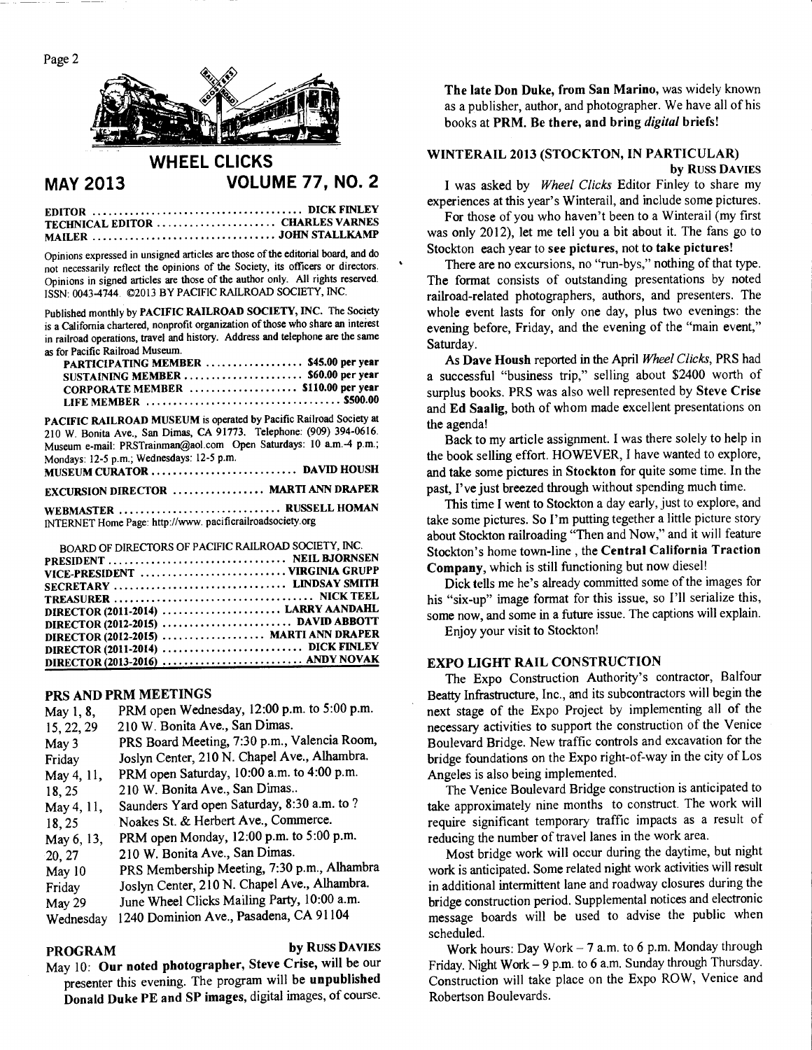# WHEEL CLICKS

**MAY 2013** **VOLUME 77, NO. 2**

EDITOR .......... DICK FINLEY
TECHNICAL EDITOR .......... CHARLES VARNES
MAILER .......... JOHN STALLKAMP

Opinions expressed in unsigned articles are those of the editorial board, and do not necessarily reflect the opinions of the Society, its officers or directors. Opinions in signed articles are those of the author only. All rights reserved. ISSN: 0043-4744. ©2013 BY PACIFIC RAILROAD SOCIETY, INC.

Published monthly by **PACIFIC RAILROAD SOCIETY, INC.** The Society is a California chartered, nonprofit organization of those who share an interest in railroad operations, travel and history. Address and telephone are the same as for Pacific Railroad Museum.

| | |
|---|---|
| PARTICIPATING MEMBER | $45.00 per year |
| SUSTAINING MEMBER | $60.00 per year |
| CORPORATE MEMBER | $110.00 per year |
| LIFE MEMBER | $500.00 |

**PACIFIC RAILROAD MUSEUM** is operated by Pacific Railroad Society at 210 W. Bonita Ave., San Dimas, CA 91773. Telephone: (909) 394-0616. Museum e-mail: PRSTrainman@aol.com Open Saturdays: 10 a.m.-4 p.m.; Mondays: 12-5 p.m.; Wednesdays: 12-5 p.m.

MUSEUM CURATOR .......... DAVID HOUSH

EXCURSION DIRECTOR .......... MARTI ANN DRAPER

WEBMASTER .......... RUSSELL HOMAN
INTERNET Home Page: http://www. pacificrailroadsociety.org

BOARD OF DIRECTORS OF PACIFIC RAILROAD SOCIETY, INC.

| | |
|---|---|
| PRESIDENT | NEIL BJORNSEN |
| VICE-PRESIDENT | VIRGINIA GRUPP |
| SECRETARY | LINDSAY SMITH |
| TREASURER | NICK TEEL |
| DIRECTOR (2011-2014) | LARRY AANDAHL |
| DIRECTOR (2012-2015) | DAVID ABBOTT |
| DIRECTOR (2012-2015) | MARTI ANN DRAPER |
| DIRECTOR (2011-2014) | DICK FINLEY |
| DIRECTOR (2013-2016) | ANDY NOVAK |

## PRS AND PRM MEETINGS

| | |
|---|---|
| May 1, 8, 15, 22, 29 | PRM open Wednesday, 12:00 p.m. to 5:00 p.m. 210 W. Bonita Ave., San Dimas. |
| May 3 Friday | PRS Board Meeting, 7:30 p.m., Valencia Room, Joslyn Center, 210 N. Chapel Ave., Alhambra. |
| May 4, 11, 18, 25 | PRM open Saturday, 10:00 a.m. to 4:00 p.m. 210 W. Bonita Ave., San Dimas.. |
| May 4, 11, 18, 25 | Saunders Yard open Saturday, 8:30 a.m. to ? Noakes St. & Herbert Ave., Commerce. |
| May 6, 13, 20, 27 | PRM open Monday, 12:00 p.m. to 5:00 p.m. 210 W. Bonita Ave., San Dimas. |
| May 10 Friday | PRS Membership Meeting, 7:30 p.m., Alhambra Joslyn Center, 210 N. Chapel Ave., Alhambra. |
| May 29 Wednesday | June Wheel Clicks Mailing Party, 10:00 a.m. 1240 Dominion Ave., Pasadena, CA 91104 |

## PROGRAM

by RUSS DAVIES

May 10: **Our noted photographer, Steve Crise,** will be our presenter this evening. The program will be **unpublished Donald Duke PE and SP images,** digital images, of course.

**The late Don Duke, from San Marino,** was widely known as a publisher, author, and photographer. We have all of his books at **PRM. Be there, and bring *digital* briefs!**

## WINTERAIL 2013 (STOCKTON, IN PARTICULAR)

by RUSS DAVIES

I was asked by *Wheel Clicks* Editor Finley to share my experiences at this year's Winterail, and include some pictures.

For those of you who haven't been to a Winterail (my first was only 2012), let me tell you a bit about it. The fans go to Stockton each year to **see pictures, not to take pictures!**

There are no excursions, no "run-bys," nothing of that type. The format consists of outstanding presentations by noted railroad-related photographers, authors, and presenters. The whole event lasts for only one day, plus two evenings: the evening before, Friday, and the evening of the "main event," Saturday.

As **Dave Housh** reported in the April *Wheel Clicks*, PRS had a successful "business trip," selling about $2400 worth of surplus books. PRS was also well represented by **Steve Crise** and **Ed Saalig**, both of whom made excellent presentations on the agenda!

Back to my article assignment. I was there solely to help in the book selling effort. HOWEVER, I have wanted to explore, and take some pictures in **Stockton** for quite some time. In the past, I've just breezed through without spending much time.

This time I went to Stockton a day early, just to explore, and take some pictures. So I'm putting together a little picture story about Stockton railroading "Then and Now," and it will feature Stockton's home town-line , the **Central California Traction Company**, which is still functioning but now diesel!

Dick tells me he's already committed some of the images for his "six-up" image format for this issue, so I'll serialize this, some now, and some in a future issue. The captions will explain.

Enjoy your visit to Stockton!

## EXPO LIGHT RAIL CONSTRUCTION

The Expo Construction Authority's contractor, Balfour Beatty Infrastructure, Inc., and its subcontractors will begin the next stage of the Expo Project by implementing all of the necessary activities to support the construction of the Venice Boulevard Bridge. New traffic controls and excavation for the bridge foundations on the Expo right-of-way in the city of Los Angeles is also being implemented.

The Venice Boulevard Bridge construction is anticipated to take approximately nine months to construct. The work will require significant temporary traffic impacts as a result of reducing the number of travel lanes in the work area.

Most bridge work will occur during the daytime, but night work is anticipated. Some related night work activities will result in additional intermittent lane and roadway closures during the bridge construction period. Supplemental notices and electronic message boards will be used to advise the public when scheduled.

Work hours: Day Work – 7 a.m. to 6 p.m. Monday through Friday. Night Work – 9 p.m. to 6 a.m. Sunday through Thursday. Construction will take place on the Expo ROW, Venice and Robertson Boulevards.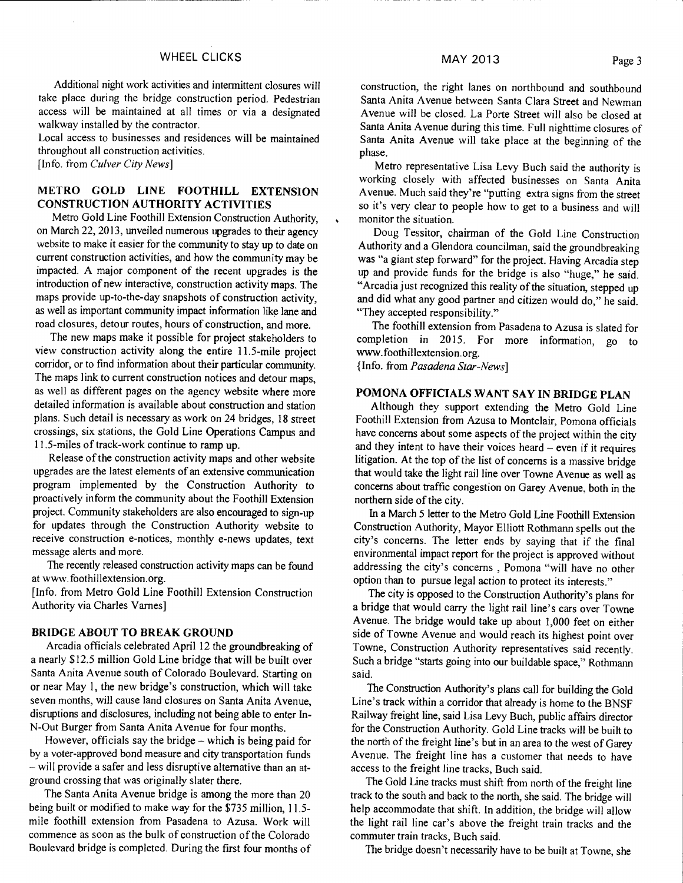Additional night work activities and intermittent closures will take place during the bridge construction period. Pedestrian access will be maintained at all times or via a designated walkway installed by the contractor.

Local access to businesses and residences will be maintained throughout all construction activities.

[Info. from *Culver City News*]

## METRO GOLD LINE FOOTHILL EXTENSION CONSTRUCTION AUTHORITY ACTIVITIES

Metro Gold Line Foothill Extension Construction Authority, on March 22, 2013, unveiled numerous upgrades to their agency website to make it easier for the community to stay up to date on current construction activities, and how the community may be impacted. A major component of the recent upgrades is the introduction of new interactive, construction activity maps. The maps provide up-to-the-day snapshots of construction activity, as well as important community impact information like lane and road closures, detour routes, hours of construction, and more.

The new maps make it possible for project stakeholders to view construction activity along the entire 11.5-mile project corridor, or to find information about their particular community. The maps link to current construction notices and detour maps, as well as different pages on the agency website where more detailed information is available about construction and station plans. Such detail is necessary as work on 24 bridges, 18 street crossings, six stations, the Gold Line Operations Campus and 11.5-miles of track-work continue to ramp up.

Release of the construction activity maps and other website upgrades are the latest elements of an extensive communication program implemented by the Construction Authority to proactively inform the community about the Foothill Extension project. Community stakeholders are also encouraged to sign-up for updates through the Construction Authority website to receive construction e-notices, monthly e-news updates, text message alerts and more.

The recently released construction activity maps can be found at www.foothillextension.org.

[Info. from Metro Gold Line Foothill Extension Construction Authority via Charles Varnes]

## BRIDGE ABOUT TO BREAK GROUND

Arcadia officials celebrated April 12 the groundbreaking of a nearly $12.5 million Gold Line bridge that will be built over Santa Anita Avenue south of Colorado Boulevard. Starting on or near May 1, the new bridge's construction, which will take seven months, will cause land closures on Santa Anita Avenue, disruptions and disclosures, including not being able to enter In-N-Out Burger from Santa Anita Avenue for four months.

However, officials say the bridge – which is being paid for by a voter-approved bond measure and city transportation funds – will provide a safer and less disruptive alternative than an at-ground crossing that was originally slater there.

The Santa Anita Avenue bridge is among the more than 20 being built or modified to make way for the $735 million, 11.5-mile foothill extension from Pasadena to Azusa. Work will commence as soon as the bulk of construction of the Colorado Boulevard bridge is completed. During the first four months of construction, the right lanes on northbound and southbound Santa Anita Avenue between Santa Clara Street and Newman Avenue will be closed. La Porte Street will also be closed at Santa Anita Avenue during this time. Full nighttime closures of Santa Anita Avenue will take place at the beginning of the phase.

Metro representative Lisa Levy Buch said the authority is working closely with affected businesses on Santa Anita Avenue. Much said they're "putting extra signs from the street so it's very clear to people how to get to a business and will monitor the situation.

Doug Tessitor, chairman of the Gold Line Construction Authority and a Glendora councilman, said the groundbreaking was "a giant step forward" for the project. Having Arcadia step up and provide funds for the bridge is also "huge," he said. "Arcadia just recognized this reality of the situation, stepped up and did what any good partner and citizen would do," he said. "They accepted responsibility."

The foothill extension from Pasadena to Azusa is slated for completion in 2015. For more information, go to www.foothillextension.org.

{Info. from *Pasadena Star-News*]

## POMONA OFFICIALS WANT SAY IN BRIDGE PLAN

Although they support extending the Metro Gold Line Foothill Extension from Azusa to Montclair, Pomona officials have concerns about some aspects of the project within the city and they intent to have their voices heard – even if it requires litigation. At the top of the list of concerns is a massive bridge that would take the light rail line over Towne Avenue as well as concerns about traffic congestion on Garey Avenue, both in the northern side of the city.

In a March 5 letter to the Metro Gold Line Foothill Extension Construction Authority, Mayor Elliott Rothmann spells out the city's concerns. The letter ends by saying that if the final environmental impact report for the project is approved without addressing the city's concerns , Pomona "will have no other option than to pursue legal action to protect its interests."

The city is opposed to the Construction Authority's plans for a bridge that would carry the light rail line's cars over Towne Avenue. The bridge would take up about 1,000 feet on either side of Towne Avenue and would reach its highest point over Towne, Construction Authority representatives said recently. Such a bridge "starts going into our buildable space," Rothmann said.

The Construction Authority's plans call for building the Gold Line's track within a corridor that already is home to the BNSF Railway freight line, said Lisa Levy Buch, public affairs director for the Construction Authority. Gold Line tracks will be built to the north of the freight line's but in an area to the west of Garey Avenue. The freight line has a customer that needs to have access to the freight line tracks, Buch said.

The Gold Line tracks must shift from north of the freight line track to the south and back to the north, she said. The bridge will help accommodate that shift. In addition, the bridge will allow the light rail line car's above the freight train tracks and the commuter train tracks, Buch said.

The bridge doesn't necessarily have to be built at Towne, she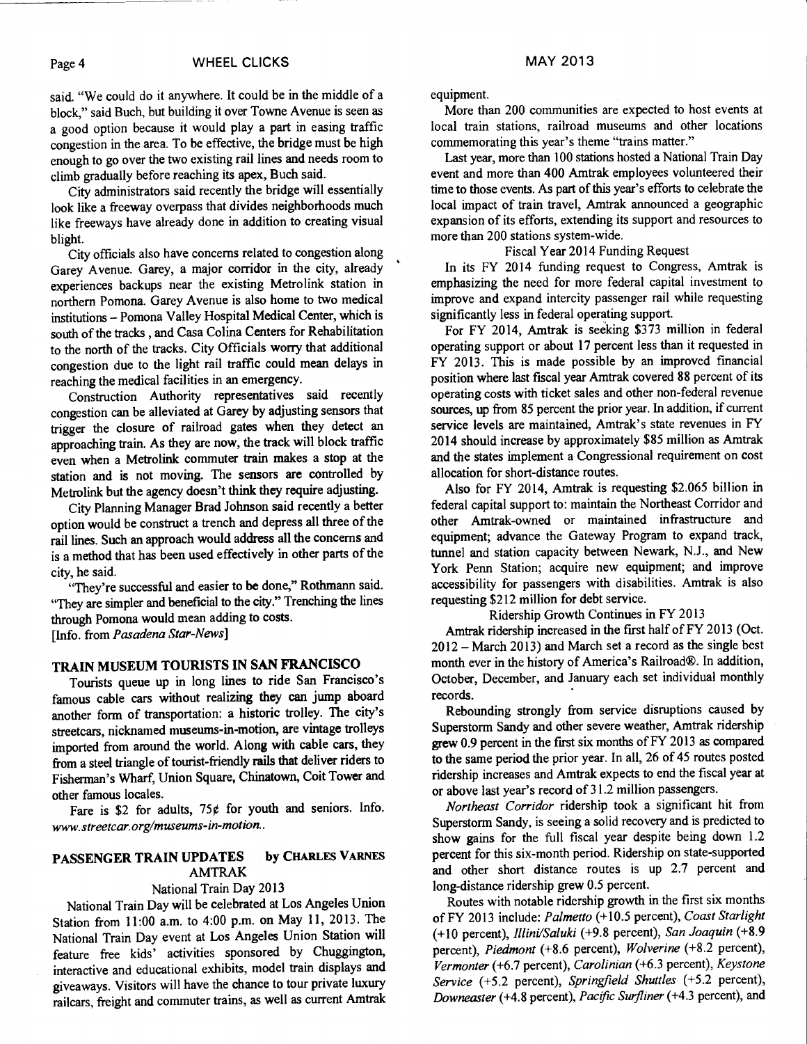said. "We could do it anywhere. It could be in the middle of a block," said Buch, but building it over Towne Avenue is seen as a good option because it would play a part in easing traffic congestion in the area. To be effective, the bridge must be high enough to go over the two existing rail lines and needs room to climb gradually before reaching its apex, Buch said.

City administrators said recently the bridge will essentially look like a freeway overpass that divides neighborhoods much like freeways have already done in addition to creating visual blight.

City officials also have concerns related to congestion along Garey Avenue. Garey, a major corridor in the city, already experiences backups near the existing Metrolink station in northern Pomona. Garey Avenue is also home to two medical institutions – Pomona Valley Hospital Medical Center, which is south of the tracks , and Casa Colina Centers for Rehabilitation to the north of the tracks. City Officials worry that additional congestion due to the light rail traffic could mean delays in reaching the medical facilities in an emergency.

Construction Authority representatives said recently congestion can be alleviated at Garey by adjusting sensors that trigger the closure of railroad gates when they detect an approaching train. As they are now, the track will block traffic even when a Metrolink commuter train makes a stop at the station and is not moving. The sensors are controlled by Metrolink but the agency doesn't think they require adjusting.

City Planning Manager Brad Johnson said recently a better option would be construct a trench and depress all three of the rail lines. Such an approach would address all the concerns and is a method that has been used effectively in other parts of the city, he said.

"They're successful and easier to be done," Rothmann said. "They are simpler and beneficial to the city." Trenching the lines through Pomona would mean adding to costs.

[Info. from *Pasadena Star-News*]

## TRAIN MUSEUM TOURISTS IN SAN FRANCISCO

Tourists queue up in long lines to ride San Francisco's famous cable cars without realizing they can jump aboard another form of transportation: a historic trolley. The city's streetcars, nicknamed museums-in-motion, are vintage trolleys imported from around the world. Along with cable cars, they from a steel triangle of tourist-friendly rails that deliver riders to Fisherman's Wharf, Union Square, Chinatown, Coit Tower and other famous locales.

Fare is $2 for adults, 75¢ for youth and seniors. Info. *www.streetcar.org/museums-in-motion..*

## PASSENGER TRAIN UPDATES by CHARLES VARNES

### AMTRAK

#### National Train Day 2013

National Train Day will be celebrated at Los Angeles Union Station from 11:00 a.m. to 4:00 p.m. on May 11, 2013. The National Train Day event at Los Angeles Union Station will feature free kids' activities sponsored by Chuggington, interactive and educational exhibits, model train displays and giveaways. Visitors will have the chance to tour private luxury railcars, freight and commuter trains, as well as current Amtrak equipment.

More than 200 communities are expected to host events at local train stations, railroad museums and other locations commemorating this year's theme "trains matter."

Last year, more than 100 stations hosted a National Train Day event and more than 400 Amtrak employees volunteered their time to those events. As part of this year's efforts to celebrate the local impact of train travel, Amtrak announced a geographic expansion of its efforts, extending its support and resources to more than 200 stations system-wide.

#### Fiscal Year 2014 Funding Request

In its FY 2014 funding request to Congress, Amtrak is emphasizing the need for more federal capital investment to improve and expand intercity passenger rail while requesting significantly less in federal operating support.

For FY 2014, Amtrak is seeking $373 million in federal operating support or about 17 percent less than it requested in FY 2013. This is made possible by an improved financial position where last fiscal year Amtrak covered 88 percent of its operating costs with ticket sales and other non-federal revenue sources, up from 85 percent the prior year. In addition, if current service levels are maintained, Amtrak's state revenues in FY 2014 should increase by approximately $85 million as Amtrak and the states implement a Congressional requirement on cost allocation for short-distance routes.

Also for FY 2014, Amtrak is requesting $2.065 billion in federal capital support to: maintain the Northeast Corridor and other Amtrak-owned or maintained infrastructure and equipment; advance the Gateway Program to expand track, tunnel and station capacity between Newark, N.J., and New York Penn Station; acquire new equipment; and improve accessibility for passengers with disabilities. Amtrak is also requesting $212 million for debt service.

#### Ridership Growth Continues in FY 2013

Amtrak ridership increased in the first half of FY 2013 (Oct. 2012 – March 2013) and March set a record as the single best month ever in the history of America's Railroad®. In addition, October, December, and January each set individual monthly records.

Rebounding strongly from service disruptions caused by Superstorm Sandy and other severe weather, Amtrak ridership grew 0.9 percent in the first six months of FY 2013 as compared to the same period the prior year. In all, 26 of 45 routes posted ridership increases and Amtrak expects to end the fiscal year at or above last year's record of 31.2 million passengers.

*Northeast Corridor* ridership took a significant hit from Superstorm Sandy, is seeing a solid recovery and is predicted to show gains for the full fiscal year despite being down 1.2 percent for this six-month period. Ridership on state-supported and other short distance routes is up 2.7 percent and long-distance ridership grew 0.5 percent.

Routes with notable ridership growth in the first six months of FY 2013 include: *Palmetto* (+10.5 percent), *Coast Starlight* (+10 percent), *Illini/Saluki* (+9.8 percent), *San Joaquin* (+8.9 percent), *Piedmont* (+8.6 percent), *Wolverine* (+8.2 percent), *Vermonter* (+6.7 percent), *Carolinian* (+6.3 percent), *Keystone Service* (+5.2 percent), *Springfield Shuttles* (+5.2 percent), *Downeaster* (+4.8 percent), *Pacific Surfliner* (+4.3 percent), and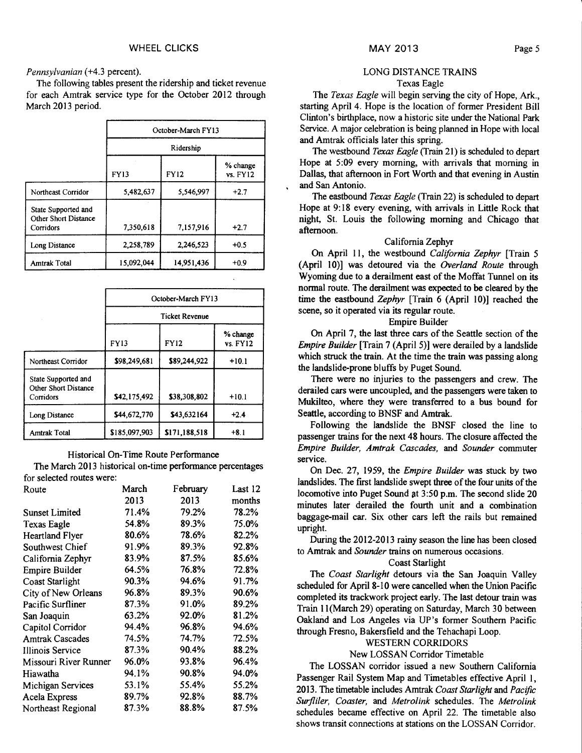*Pennsylvanian* (+4.3 percent).

The following tables present the ridership and ticket revenue for each Amtrak service type for the October 2012 through March 2013 period.

| | October-March FY13 | | |
|---|---|---|---|
| | Ridership | | |
| | FY13 | FY12 | % change vs. FY12 |
| Northeast Corridor | 5,482,637 | 5,546,997 | +2.7 |
| State Supported and Other Short Distance Corridors | 7,350,618 | 7,157,916 | +2.7 |
| Long Distance | 2,258,789 | 2,246,523 | +0.5 |
| Amtrak Total | 15,092,044 | 14,951,436 | +0.9 |

| | October-March FY13 | | |
|---|---|---|---|
| | Ticket Revenue | | |
| | FY13 | FY12 | % change vs. FY12 |
| Northeast Corridor | $98,249,681 | $89,244,922 | +10.1 |
| State Supported and Other Short Distance Corridors | $42,175,492 | $38,308,802 | +10.1 |
| Long Distance | $44,672,770 | $43,632164 | +2.4 |
| Amtrak Total | $185,097,903 | $171,188,518 | +8.1 |

### Historical On-Time Route Performance

The March 2013 historical on-time performance percentages for selected routes were:

| Route | March 2013 | February 2013 | Last 12 months |
|---|---|---|---|
| Sunset Limited | 71.4% | 79.2% | 78.2% |
| Texas Eagle | 54.8% | 89.3% | 75.0% |
| Heartland Flyer | 80.6% | 78.6% | 82.2% |
| Southwest Chief | 91.9% | 89.3% | 92.8% |
| California Zephyr | 83.9% | 87.5% | 85.6% |
| Empire Builder | 64.5% | 76.8% | 72.8% |
| Coast Starlight | 90.3% | 94.6% | 91.7% |
| City of New Orleans | 96.8% | 89.3% | 90.6% |
| Pacific Surfliner | 87.3% | 91.0% | 89.2% |
| San Joaquin | 63.2% | 92.0% | 81.2% |
| Capitol Corridor | 94.4% | 96.8% | 94.6% |
| Amtrak Cascades | 74.5% | 74.7% | 72.5% |
| Illinois Service | 87.3% | 90.4% | 88.2% |
| Missouri River Runner | 96.0% | 93.8% | 96.4% |
| Hiawatha | 94.1% | 90.8% | 94.0% |
| Michigan Services | 53.1% | 55.4% | 55.2% |
| Acela Express | 89.7% | 92.8% | 88.7% |
| Northeast Regional | 87.3% | 88.8% | 87.5% |

## LONG DISTANCE TRAINS

### Texas Eagle

The *Texas Eagle* will begin serving the city of Hope, Ark., starting April 4. Hope is the location of former President Bill Clinton's birthplace, now a historic site under the National Park Service. A major celebration is being planned in Hope with local and Amtrak officials later this spring.

The westbound *Texas Eagle* (Train 21) is scheduled to depart Hope at 5:09 every morning, with arrivals that morning in Dallas, that afternoon in Fort Worth and that evening in Austin and San Antonio.

The eastbound *Texas Eagle* (Train 22) is scheduled to depart Hope at 9:18 every evening, with arrivals in Little Rock that night, St. Louis the following morning and Chicago that afternoon.

### California Zephyr

On April 11, the westbound *California Zephyr* [Train 5 (April 10)] was detoured via the *Overland Route* through Wyoming due to a derailment east of the Moffat Tunnel on its normal route. The derailment was expected to be cleared by the time the eastbound *Zephyr* [Train 6 (April 10)] reached the scene, so it operated via its regular route.

### Empire Builder

On April 7, the last three cars of the Seattle section of the *Empire Builder* [Train 7 (April 5)] were derailed by a landslide which struck the train. At the time the train was passing along the landslide-prone bluffs by Puget Sound.

There were no injuries to the passengers and crew. The derailed cars were uncoupled, and the passengers were taken to Mukilteo, where they were transferred to a bus bound for Seattle, according to BNSF and Amtrak.

Following the landslide the BNSF closed the line to passenger trains for the next 48 hours. The closure affected the *Empire Builder, Amtrak Cascades,* and *Sounder* commuter service.

On Dec. 27, 1959, the *Empire Builder* was stuck by two landslides. The first landslide swept three of the four units of the locomotive into Puget Sound at 3:50 p.m. The second slide 20 minutes later derailed the fourth unit and a combination baggage-mail car. Six other cars left the rails but remained upright.

During the 2012-2013 rainy season the line has been closed to Amtrak and *Sounder* trains on numerous occasions.

### Coast Starlight

The *Coast Starlight* detours via the San Joaquin Valley scheduled for April 8-10 were cancelled when the Union Pacific completed its trackwork project early. The last detour train was Train 11(March 29) operating on Saturday, March 30 between Oakland and Los Angeles via UP's former Southern Pacific through Fresno, Bakersfield and the Tehachapi Loop.

## WESTERN CORRIDORS

### New LOSSAN Corridor Timetable

The LOSSAN corridor issued a new Southern California Passenger Rail System Map and Timetables effective April 1, 2013. The timetable includes Amtrak *Coast Starlight* and *Pacific Surfliler, Coaster,* and *Metrolink* schedules. The *Metrolink* schedules became effective on April 22. The timetable also shows transit connections at stations on the LOSSAN Corridor.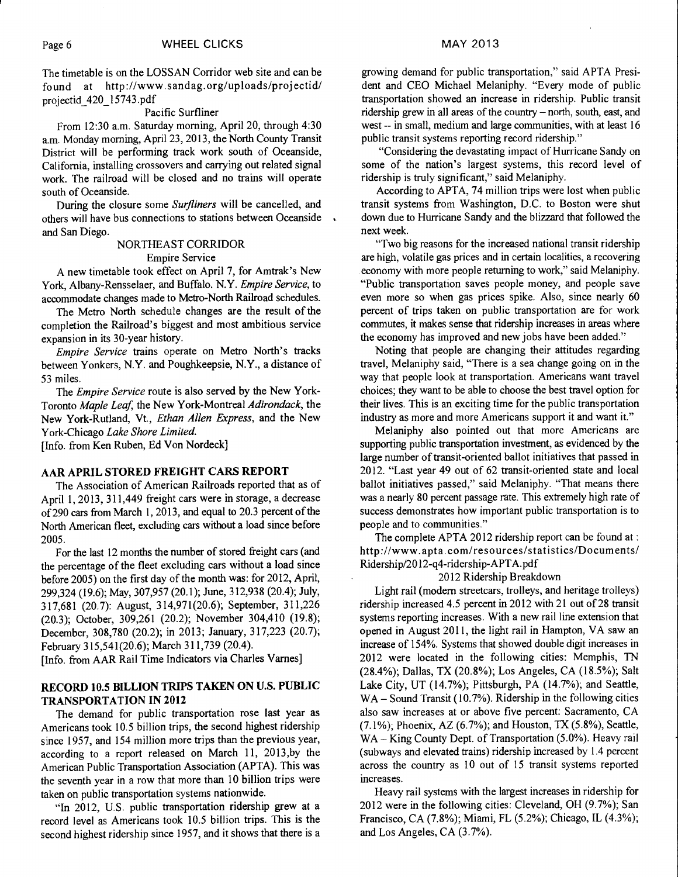The timetable is on the LOSSAN Corridor web site and can be found at http://www.sandag.org/uploads/projectid/projectid_420_15743.pdf

Pacific Surfliner

From 12:30 a.m. Saturday morning, April 20, through 4:30 a.m. Monday morning, April 23, 2013, the North County Transit District will be performing track work south of Oceanside, California, installing crossovers and carrying out related signal work. The railroad will be closed and no trains will operate south of Oceanside.

During the closure some *Surfliners* will be cancelled, and others will have bus connections to stations between Oceanside and San Diego.

NORTHEAST CORRIDOR

Empire Service

A new timetable took effect on April 7, for Amtrak's New York, Albany-Rensselaer, and Buffalo. N.Y. *Empire Service*, to accommodate changes made to Metro-North Railroad schedules.

The Metro North schedule changes are the result of the completion the Railroad's biggest and most ambitious service expansion in its 30-year history.

*Empire Service* trains operate on Metro North's tracks between Yonkers, N.Y. and Poughkeepsie, N.Y., a distance of 53 miles.

The *Empire Service* route is also served by the New York-Toronto *Maple Leaf*, the New York-Montreal *Adirondack*, the New York-Rutland, Vt., *Ethan Allen Express*, and the New York-Chicago *Lake Shore Limited.*

[Info. from Ken Ruben, Ed Von Nordeck]

## AAR APRIL STORED FREIGHT CARS REPORT

The Association of American Railroads reported that as of April 1, 2013, 311,449 freight cars were in storage, a decrease of 290 cars from March 1, 2013, and equal to 20.3 percent of the North American fleet, excluding cars without a load since before 2005.

For the last 12 months the number of stored freight cars (and the percentage of the fleet excluding cars without a load since before 2005) on the first day of the month was: for 2012, April, 299,324 (19.6); May, 307,957 (20.1); June, 312,938 (20.4); July, 317,681 (20.7): August, 314,971(20.6); September, 311,226 (20.3); October, 309,261 (20.2); November 304,410 (19.8); December, 308,780 (20.2); in 2013; January, 317,223 (20.7); February 315,541(20.6); March 311,739 (20.4).

[Info. from AAR Rail Time Indicators via Charles Varnes]

## RECORD 10.5 BILLION TRIPS TAKEN ON U.S. PUBLIC TRANSPORTATION IN 2012

The demand for public transportation rose last year as Americans took 10.5 billion trips, the second highest ridership since 1957, and 154 million more trips than the previous year, according to a report released on March 11, 2013,by the American Public Transportation Association (APTA). This was the seventh year in a row that more than 10 billion trips were taken on public transportation systems nationwide.

"In 2012, U.S. public transportation ridership grew at a record level as Americans took 10.5 billion trips. This is the second highest ridership since 1957, and it shows that there is a growing demand for public transportation," said APTA President and CEO Michael Melaniphy. "Every mode of public transportation showed an increase in ridership. Public transit ridership grew in all areas of the country – north, south, east, and west -- in small, medium and large communities, with at least 16 public transit systems reporting record ridership."

"Considering the devastating impact of Hurricane Sandy on some of the nation's largest systems, this record level of ridership is truly significant," said Melaniphy.

According to APTA, 74 million trips were lost when public transit systems from Washington, D.C. to Boston were shut down due to Hurricane Sandy and the blizzard that followed the next week.

"Two big reasons for the increased national transit ridership are high, volatile gas prices and in certain localities, a recovering economy with more people returning to work," said Melaniphy. "Public transportation saves people money, and people save even more so when gas prices spike. Also, since nearly 60 percent of trips taken on public transportation are for work commutes, it makes sense that ridership increases in areas where the economy has improved and new jobs have been added."

Noting that people are changing their attitudes regarding travel, Melaniphy said, "There is a sea change going on in the way that people look at transportation. Americans want travel choices; they want to be able to choose the best travel option for their lives. This is an exciting time for the public transportation industry as more and more Americans support it and want it."

Melaniphy also pointed out that more Americans are supporting public transportation investment, as evidenced by the large number of transit-oriented ballot initiatives that passed in 2012. "Last year 49 out of 62 transit-oriented state and local ballot initiatives passed," said Melaniphy. "That means there was a nearly 80 percent passage rate. This extremely high rate of success demonstrates how important public transportation is to people and to communities."

The complete APTA 2012 ridership report can be found at : http://www.apta.com/resources/statistics/Documents/Ridership/2012-q4-ridership-APTA.pdf

2012 Ridership Breakdown

Light rail (modern streetcars, trolleys, and heritage trolleys) ridership increased 4.5 percent in 2012 with 21 out of 28 transit systems reporting increases. With a new rail line extension that opened in August 2011, the light rail in Hampton, VA saw an increase of 154%. Systems that showed double digit increases in 2012 were located in the following cities: Memphis, TN (28.4%); Dallas, TX (20.8%); Los Angeles, CA (18.5%); Salt Lake City, UT (14.7%); Pittsburgh, PA (14.7%); and Seattle, WA – Sound Transit (10.7%). Ridership in the following cities also saw increases at or above five percent: Sacramento, CA (7.1%); Phoenix, AZ (6.7%); and Houston, TX (5.8%), Seattle, WA – King County Dept. of Transportation (5.0%). Heavy rail (subways and elevated trains) ridership increased by 1.4 percent across the country as 10 out of 15 transit systems reported increases.

Heavy rail systems with the largest increases in ridership for 2012 were in the following cities: Cleveland, OH (9.7%); San Francisco, CA (7.8%); Miami, FL (5.2%); Chicago, IL (4.3%); and Los Angeles, CA (3.7%).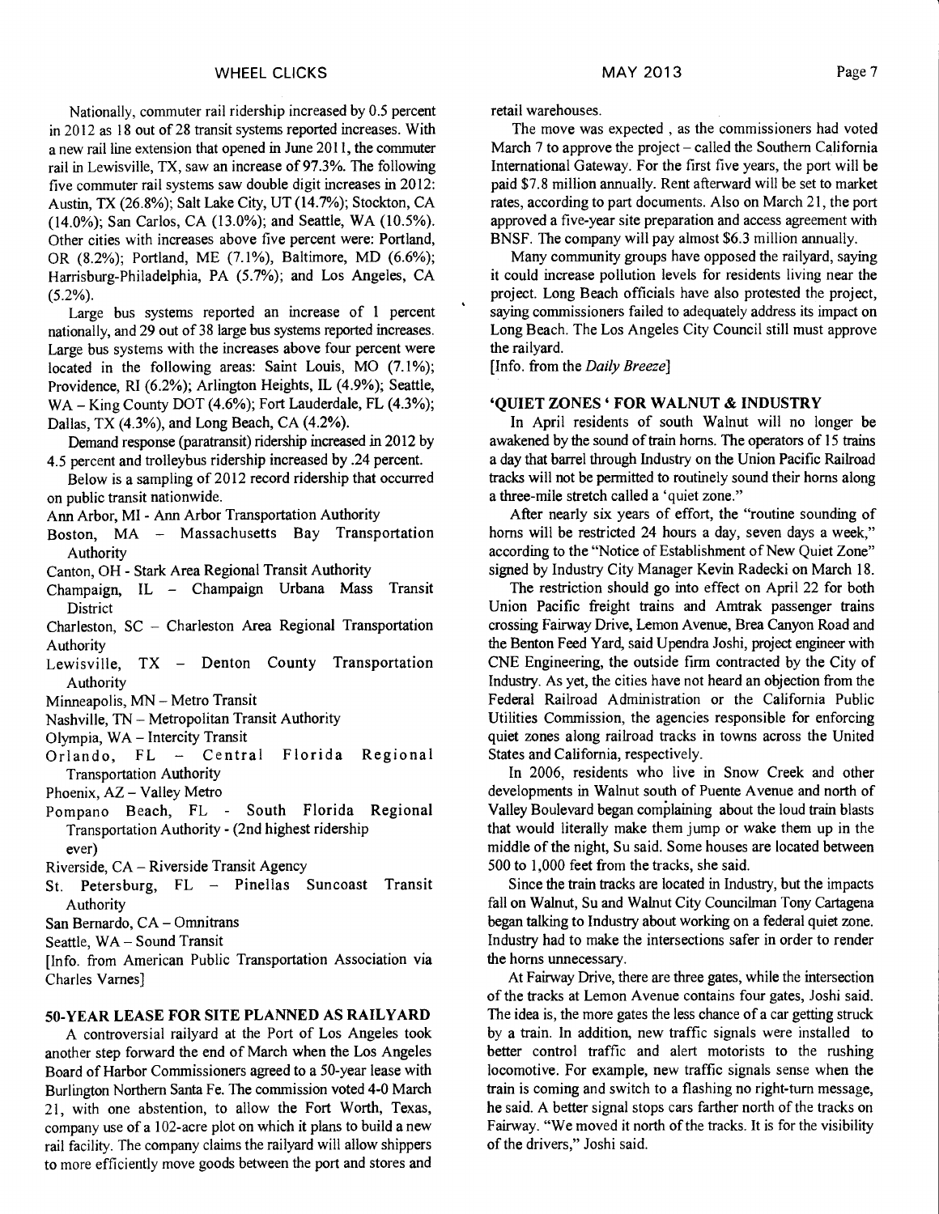Nationally, commuter rail ridership increased by 0.5 percent in 2012 as 18 out of 28 transit systems reported increases. With a new rail line extension that opened in June 2011, the commuter rail in Lewisville, TX, saw an increase of 97.3%. The following five commuter rail systems saw double digit increases in 2012: Austin, TX (26.8%); Salt Lake City, UT (14.7%); Stockton, CA (14.0%); San Carlos, CA (13.0%); and Seattle, WA (10.5%). Other cities with increases above five percent were: Portland, OR (8.2%); Portland, ME (7.1%), Baltimore, MD (6.6%); Harrisburg-Philadelphia, PA (5.7%); and Los Angeles, CA (5.2%).

Large bus systems reported an increase of 1 percent nationally, and 29 out of 38 large bus systems reported increases. Large bus systems with the increases above four percent were located in the following areas: Saint Louis, MO (7.1%); Providence, RI (6.2%); Arlington Heights, IL (4.9%); Seattle, WA – King County DOT (4.6%); Fort Lauderdale, FL (4.3%); Dallas, TX (4.3%), and Long Beach, CA (4.2%).

Demand response (paratransit) ridership increased in 2012 by 4.5 percent and trolleybus ridership increased by .24 percent.

Below is a sampling of 2012 record ridership that occurred on public transit nationwide.

- Ann Arbor, MI - Ann Arbor Transportation Authority
- Boston, MA – Massachusetts Bay Transportation Authority
- Canton, OH - Stark Area Regional Transit Authority
- Champaign, IL – Champaign Urbana Mass Transit District
- Charleston, SC – Charleston Area Regional Transportation Authority
- Lewisville, TX – Denton County Transportation Authority
- Minneapolis, MN – Metro Transit
- Nashville, TN – Metropolitan Transit Authority
- Olympia, WA – Intercity Transit
- Orlando, FL – Central Florida Regional Transportation Authority
- Phoenix, AZ – Valley Metro
- Pompano Beach, FL - South Florida Regional Transportation Authority - (2nd highest ridership ever)
- Riverside, CA – Riverside Transit Agency
- St. Petersburg, FL – Pinellas Suncoast Transit Authority
- San Bernardo, CA – Omnitrans
- Seattle, WA – Sound Transit

[Info. from American Public Transportation Association via Charles Varnes]

## 50-YEAR LEASE FOR SITE PLANNED AS RAILYARD

A controversial railyard at the Port of Los Angeles took another step forward the end of March when the Los Angeles Board of Harbor Commissioners agreed to a 50-year lease with Burlington Northern Santa Fe. The commission voted 4-0 March 21, with one abstention, to allow the Fort Worth, Texas, company use of a 102-acre plot on which it plans to build a new rail facility. The company claims the railyard will allow shippers to more efficiently move goods between the port and stores and retail warehouses.

The move was expected , as the commissioners had voted March 7 to approve the project – called the Southern California International Gateway. For the first five years, the port will be paid $7.8 million annually. Rent afterward will be set to market rates, according to part documents. Also on March 21, the port approved a five-year site preparation and access agreement with BNSF. The company will pay almost $6.3 million annually.

Many community groups have opposed the railyard, saying it could increase pollution levels for residents living near the project. Long Beach officials have also protested the project, saying commissioners failed to adequately address its impact on Long Beach. The Los Angeles City Council still must approve the railyard.

[Info. from the *Daily Breeze*]

## 'QUIET ZONES ' FOR WALNUT & INDUSTRY

In April residents of south Walnut will no longer be awakened by the sound of train horns. The operators of 15 trains a day that barrel through Industry on the Union Pacific Railroad tracks will not be permitted to routinely sound their horns along a three-mile stretch called a 'quiet zone."

After nearly six years of effort, the "routine sounding of horns will be restricted 24 hours a day, seven days a week," according to the "Notice of Establishment of New Quiet Zone" signed by Industry City Manager Kevin Radecki on March 18.

The restriction should go into effect on April 22 for both Union Pacific freight trains and Amtrak passenger trains crossing Fairway Drive, Lemon Avenue, Brea Canyon Road and the Benton Feed Yard, said Upendra Joshi, project engineer with CNE Engineering, the outside firm contracted by the City of Industry. As yet, the cities have not heard an objection from the Federal Railroad Administration or the California Public Utilities Commission, the agencies responsible for enforcing quiet zones along railroad tracks in towns across the United States and California, respectively.

In 2006, residents who live in Snow Creek and other developments in Walnut south of Puente Avenue and north of Valley Boulevard began complaining about the loud train blasts that would literally make them jump or wake them up in the middle of the night, Su said. Some houses are located between 500 to 1,000 feet from the tracks, she said.

Since the train tracks are located in Industry, but the impacts fall on Walnut, Su and Walnut City Councilman Tony Cartagena began talking to Industry about working on a federal quiet zone. Industry had to make the intersections safer in order to render the horns unnecessary.

At Fairway Drive, there are three gates, while the intersection of the tracks at Lemon Avenue contains four gates, Joshi said. The idea is, the more gates the less chance of a car getting struck by a train. In addition, new traffic signals were installed to better control traffic and alert motorists to the rushing locomotive. For example, new traffic signals sense when the train is coming and switch to a flashing no right-turn message, he said. A better signal stops cars farther north of the tracks on Fairway. "We moved it north of the tracks. It is for the visibility of the drivers," Joshi said.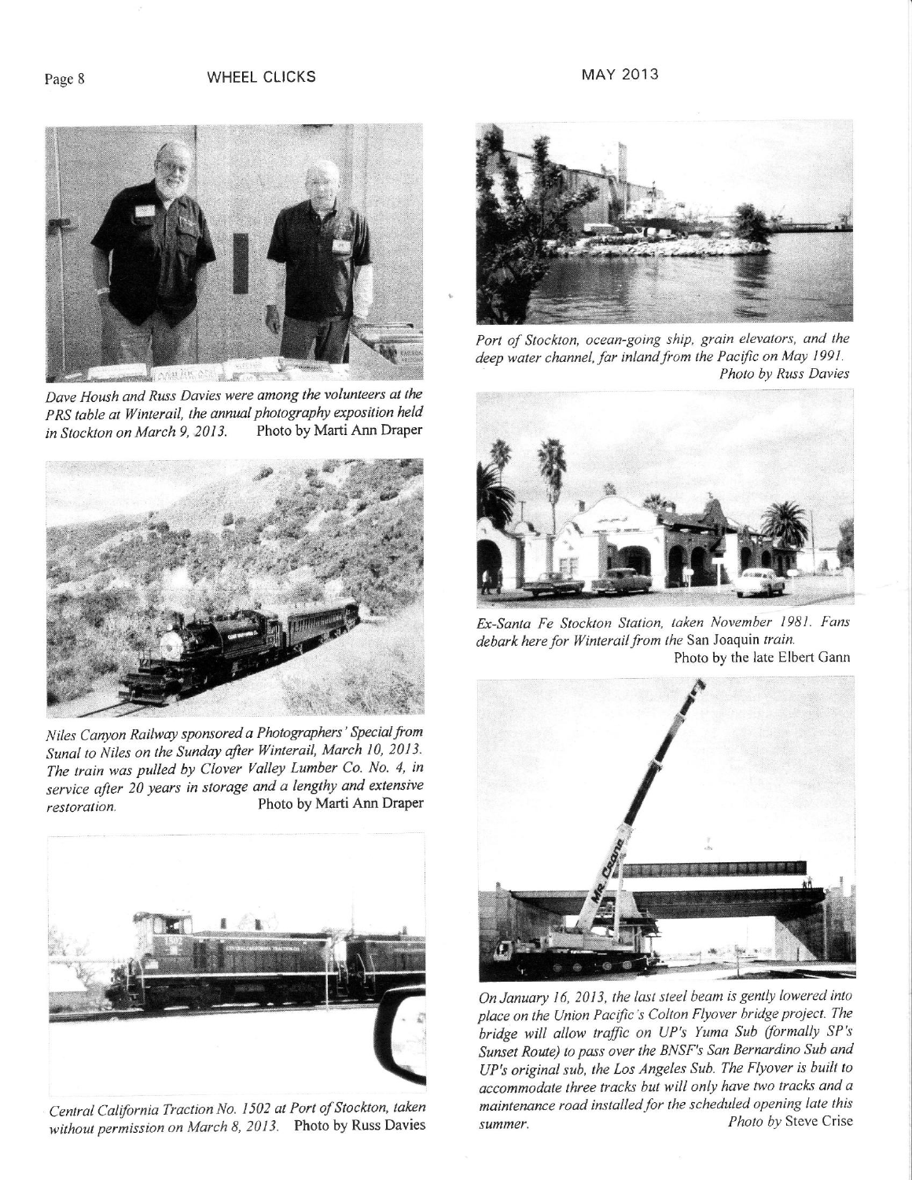*Dave Housh and Russ Davies were among the volunteers at the PRS table at Winterail, the annual photography exposition held in Stockton on March 9, 2013.* Photo by Marti Ann Draper

*Niles Canyon Railway sponsored a Photographers' Special from Sunal to Niles on the Sunday after Winterail, March 10, 2013. The train was pulled by Clover Valley Lumber Co. No. 4, in service after 20 years in storage and a lengthy and extensive restoration.* Photo by Marti Ann Draper

*Central California Traction No. 1502 at Port of Stockton, taken without permission on March 8, 2013.* Photo by Russ Davies

*Port of Stockton, ocean-going ship, grain elevators, and the deep water channel, far inland from the Pacific on May 1991.* *Photo by Russ Davies*

*Ex-Santa Fe Stockton Station, taken November 1981. Fans debark here for Winterail from the* San Joaquin *train.* Photo by the late Elbert Gann

*On January 16, 2013, the last steel beam is gently lowered into place on the Union Pacific's Colton Flyover bridge project. The bridge will allow traffic on UP's Yuma Sub (formally SP's Sunset Route) to pass over the BNSF's San Bernardino Sub and UP's original sub, the Los Angeles Sub. The Flyover is built to accommodate three tracks but will only have two tracks and a maintenance road installed for the scheduled opening late this summer.* *Photo by* Steve Crise